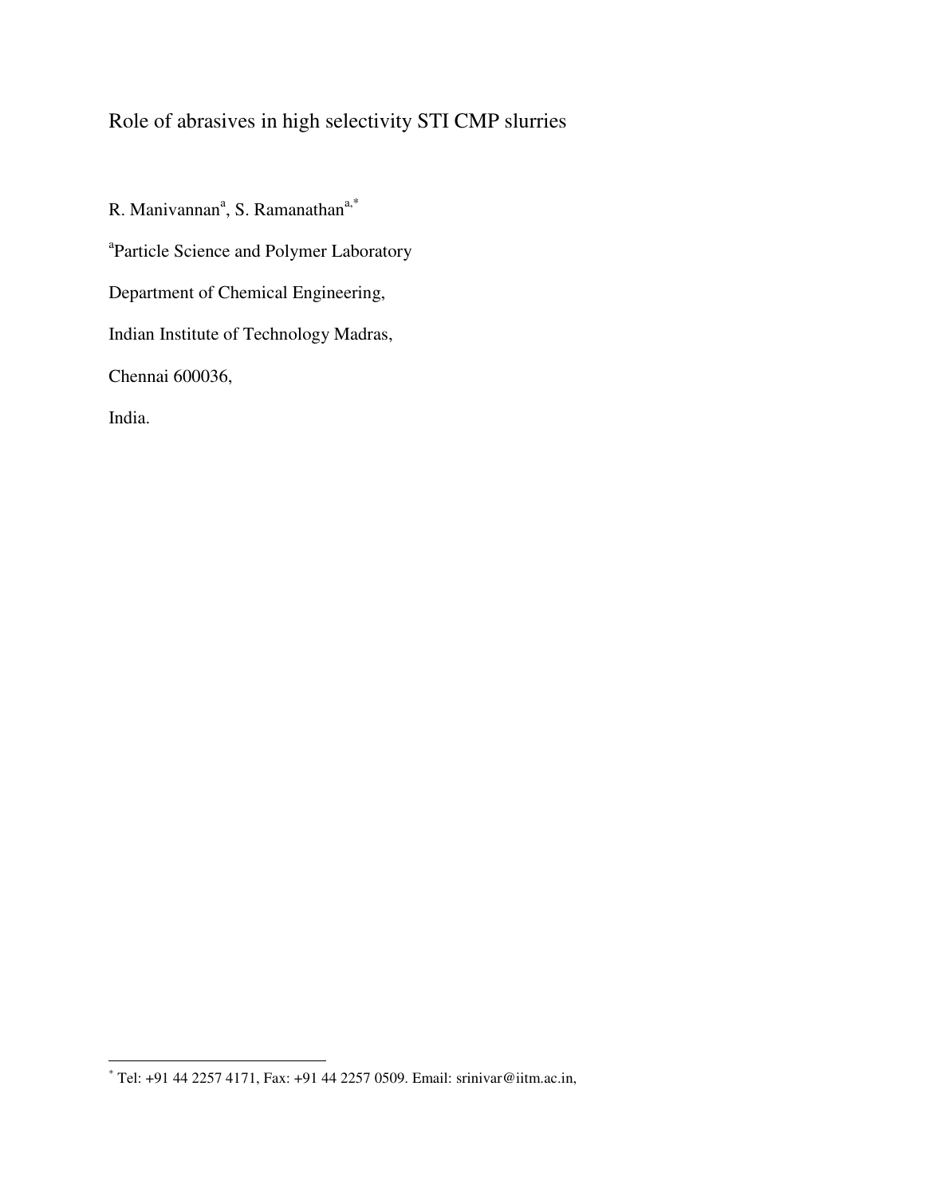# Role of abrasives in high selectivity STI CMP slurries

R. Manivannan[a], S. Ramanathan[a,*]

[a]Particle Science and Polymer Laboratory

Department of Chemical Engineering,

Indian Institute of Technology Madras,

Chennai 600036,

India.

---

[*] Tel: +91 44 2257 4171, Fax: +91 44 2257 0509. Email: srinivar@iitm.ac.in,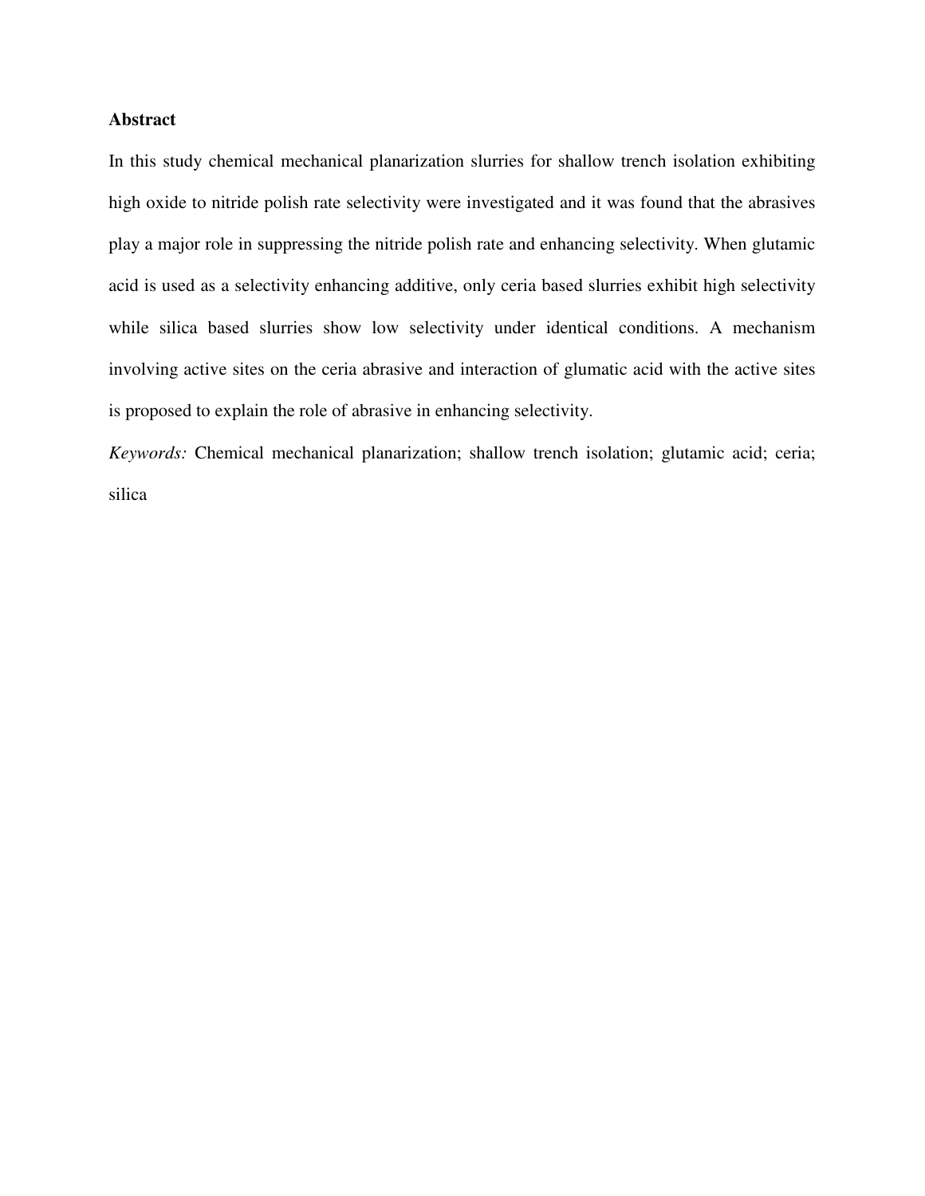**Abstract**

In this study chemical mechanical planarization slurries for shallow trench isolation exhibiting high oxide to nitride polish rate selectivity were investigated and it was found that the abrasives play a major role in suppressing the nitride polish rate and enhancing selectivity. When glutamic acid is used as a selectivity enhancing additive, only ceria based slurries exhibit high selectivity while silica based slurries show low selectivity under identical conditions. A mechanism involving active sites on the ceria abrasive and interaction of glumatic acid with the active sites is proposed to explain the role of abrasive in enhancing selectivity.

*Keywords:* Chemical mechanical planarization; shallow trench isolation; glutamic acid; ceria; silica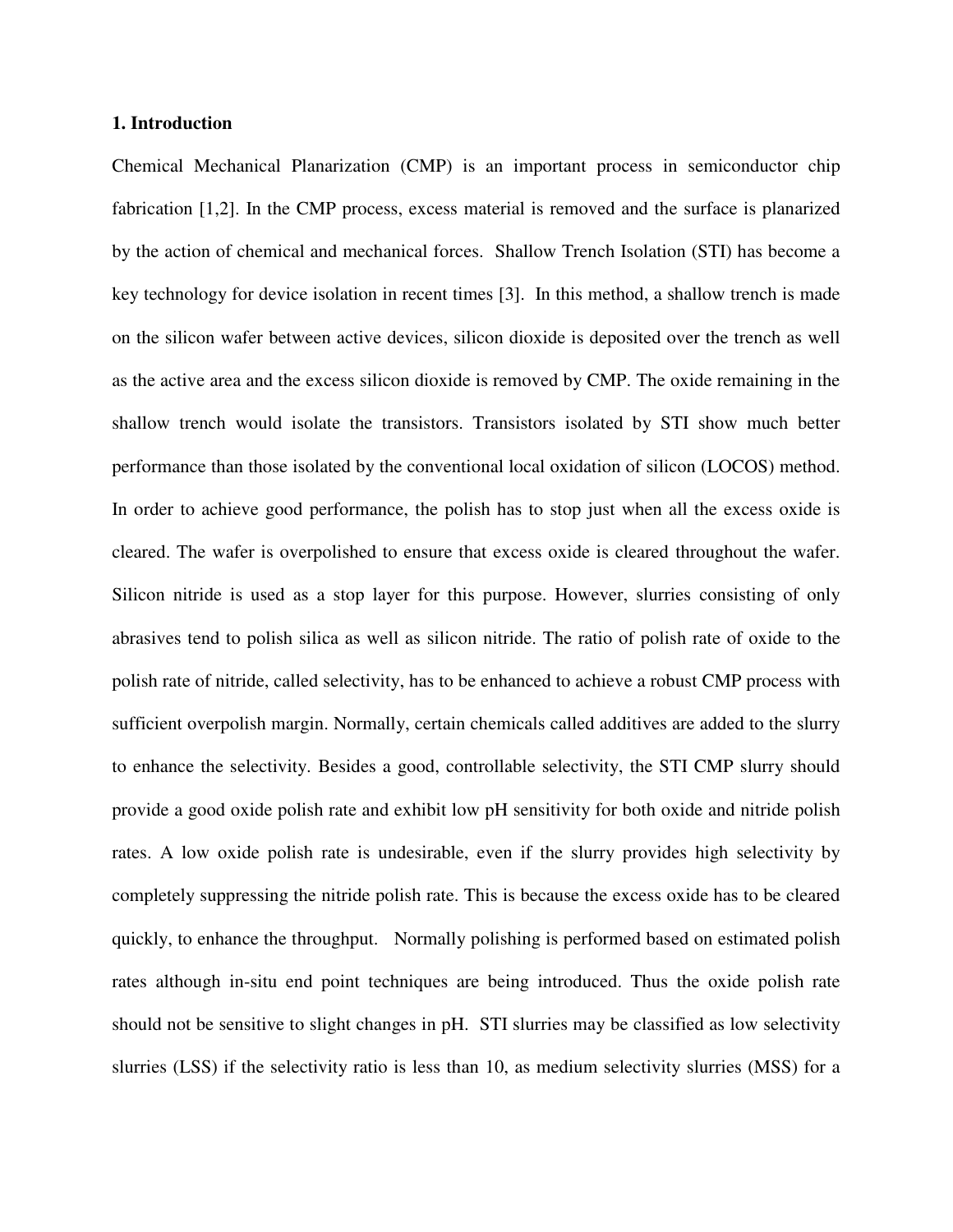## 1. Introduction

Chemical Mechanical Planarization (CMP) is an important process in semiconductor chip fabrication [1,2]. In the CMP process, excess material is removed and the surface is planarized by the action of chemical and mechanical forces. Shallow Trench Isolation (STI) has become a key technology for device isolation in recent times [3]. In this method, a shallow trench is made on the silicon wafer between active devices, silicon dioxide is deposited over the trench as well as the active area and the excess silicon dioxide is removed by CMP. The oxide remaining in the shallow trench would isolate the transistors. Transistors isolated by STI show much better performance than those isolated by the conventional local oxidation of silicon (LOCOS) method. In order to achieve good performance, the polish has to stop just when all the excess oxide is cleared. The wafer is overpolished to ensure that excess oxide is cleared throughout the wafer. Silicon nitride is used as a stop layer for this purpose. However, slurries consisting of only abrasives tend to polish silica as well as silicon nitride. The ratio of polish rate of oxide to the polish rate of nitride, called selectivity, has to be enhanced to achieve a robust CMP process with sufficient overpolish margin. Normally, certain chemicals called additives are added to the slurry to enhance the selectivity. Besides a good, controllable selectivity, the STI CMP slurry should provide a good oxide polish rate and exhibit low pH sensitivity for both oxide and nitride polish rates. A low oxide polish rate is undesirable, even if the slurry provides high selectivity by completely suppressing the nitride polish rate. This is because the excess oxide has to be cleared quickly, to enhance the throughput. Normally polishing is performed based on estimated polish rates although in-situ end point techniques are being introduced. Thus the oxide polish rate should not be sensitive to slight changes in pH. STI slurries may be classified as low selectivity slurries (LSS) if the selectivity ratio is less than 10, as medium selectivity slurries (MSS) for a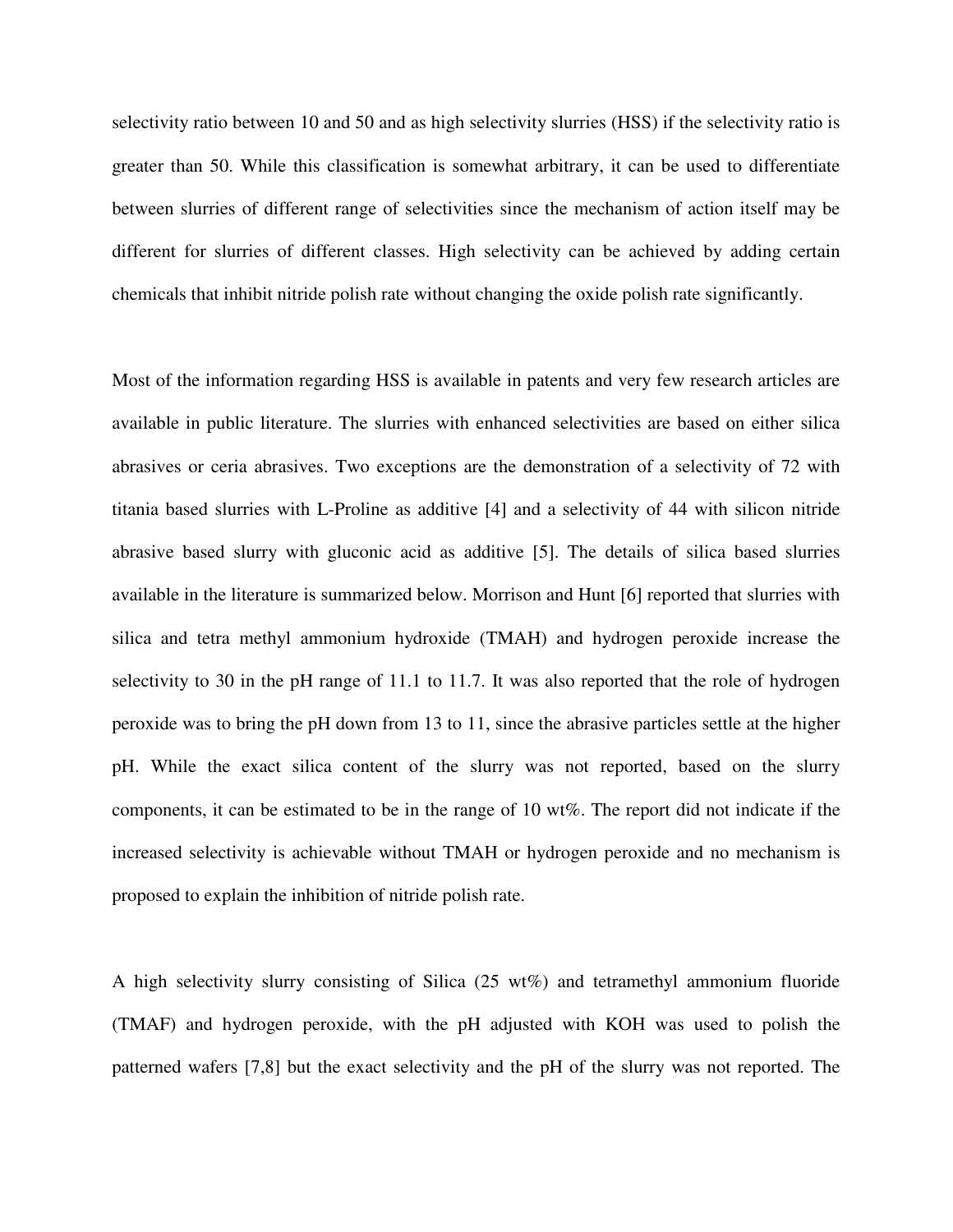selectivity ratio between 10 and 50 and as high selectivity slurries (HSS) if the selectivity ratio is greater than 50. While this classification is somewhat arbitrary, it can be used to differentiate between slurries of different range of selectivities since the mechanism of action itself may be different for slurries of different classes. High selectivity can be achieved by adding certain chemicals that inhibit nitride polish rate without changing the oxide polish rate significantly.

Most of the information regarding HSS is available in patents and very few research articles are available in public literature. The slurries with enhanced selectivities are based on either silica abrasives or ceria abrasives. Two exceptions are the demonstration of a selectivity of 72 with titania based slurries with L-Proline as additive [4] and a selectivity of 44 with silicon nitride abrasive based slurry with gluconic acid as additive [5]. The details of silica based slurries available in the literature is summarized below. Morrison and Hunt [6] reported that slurries with silica and tetra methyl ammonium hydroxide (TMAH) and hydrogen peroxide increase the selectivity to 30 in the pH range of 11.1 to 11.7. It was also reported that the role of hydrogen peroxide was to bring the pH down from 13 to 11, since the abrasive particles settle at the higher pH. While the exact silica content of the slurry was not reported, based on the slurry components, it can be estimated to be in the range of 10 wt%. The report did not indicate if the increased selectivity is achievable without TMAH or hydrogen peroxide and no mechanism is proposed to explain the inhibition of nitride polish rate.

A high selectivity slurry consisting of Silica (25 wt%) and tetramethyl ammonium fluoride (TMAF) and hydrogen peroxide, with the pH adjusted with KOH was used to polish the patterned wafers [7,8] but the exact selectivity and the pH of the slurry was not reported. The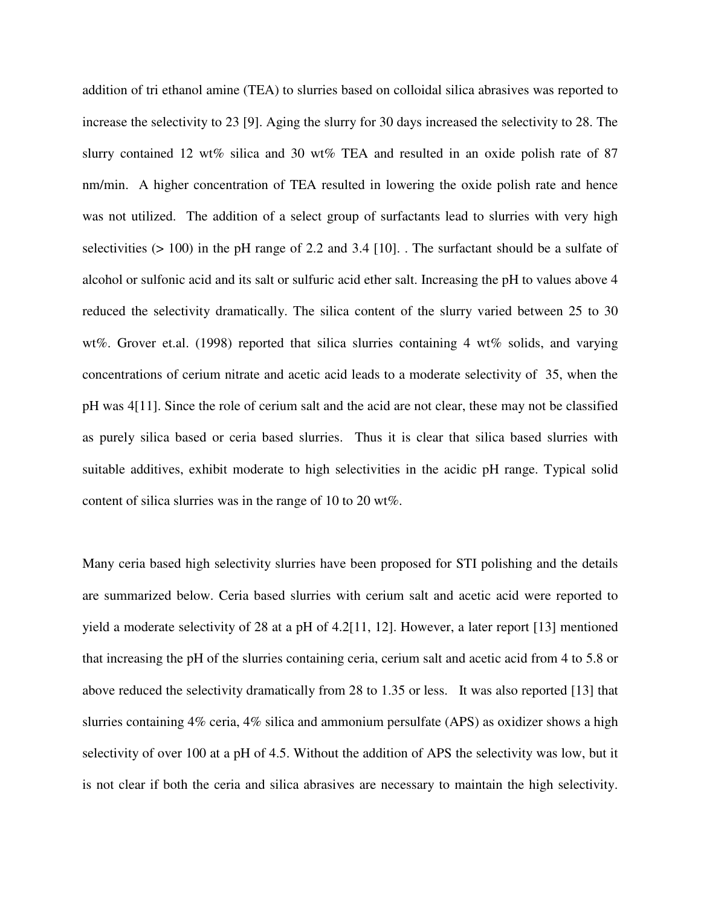addition of tri ethanol amine (TEA) to slurries based on colloidal silica abrasives was reported to increase the selectivity to 23 [9]. Aging the slurry for 30 days increased the selectivity to 28. The slurry contained 12 wt% silica and 30 wt% TEA and resulted in an oxide polish rate of 87 nm/min. A higher concentration of TEA resulted in lowering the oxide polish rate and hence was not utilized. The addition of a select group of surfactants lead to slurries with very high selectivities (> 100) in the pH range of 2.2 and 3.4 [10]. . The surfactant should be a sulfate of alcohol or sulfonic acid and its salt or sulfuric acid ether salt. Increasing the pH to values above 4 reduced the selectivity dramatically. The silica content of the slurry varied between 25 to 30 wt%. Grover et.al. (1998) reported that silica slurries containing 4 wt% solids, and varying concentrations of cerium nitrate and acetic acid leads to a moderate selectivity of 35, when the pH was 4[11]. Since the role of cerium salt and the acid are not clear, these may not be classified as purely silica based or ceria based slurries. Thus it is clear that silica based slurries with suitable additives, exhibit moderate to high selectivities in the acidic pH range. Typical solid content of silica slurries was in the range of 10 to 20 wt%.

Many ceria based high selectivity slurries have been proposed for STI polishing and the details are summarized below. Ceria based slurries with cerium salt and acetic acid were reported to yield a moderate selectivity of 28 at a pH of 4.2[11, 12]. However, a later report [13] mentioned that increasing the pH of the slurries containing ceria, cerium salt and acetic acid from 4 to 5.8 or above reduced the selectivity dramatically from 28 to 1.35 or less. It was also reported [13] that slurries containing 4% ceria, 4% silica and ammonium persulfate (APS) as oxidizer shows a high selectivity of over 100 at a pH of 4.5. Without the addition of APS the selectivity was low, but it is not clear if both the ceria and silica abrasives are necessary to maintain the high selectivity.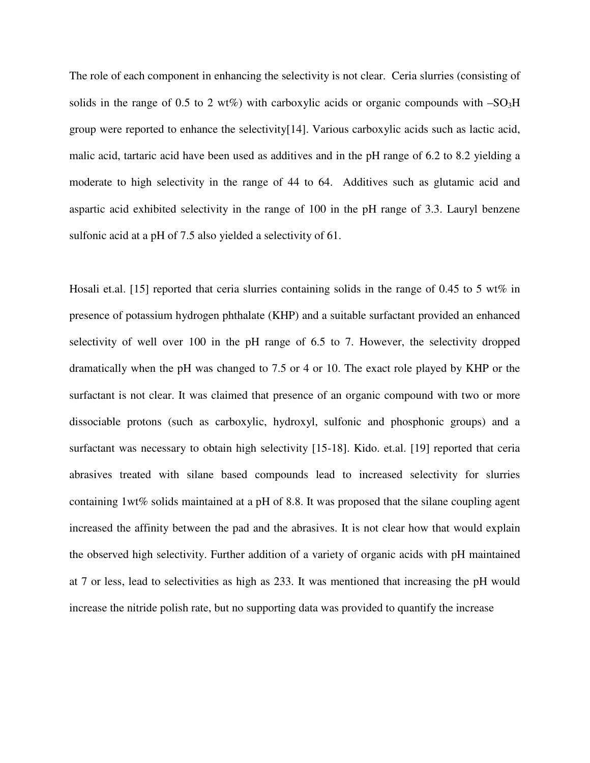The role of each component in enhancing the selectivity is not clear. Ceria slurries (consisting of solids in the range of 0.5 to 2 wt%) with carboxylic acids or organic compounds with $-SO_3H$ group were reported to enhance the selectivity[14]. Various carboxylic acids such as lactic acid, malic acid, tartaric acid have been used as additives and in the pH range of 6.2 to 8.2 yielding a moderate to high selectivity in the range of 44 to 64. Additives such as glutamic acid and aspartic acid exhibited selectivity in the range of 100 in the pH range of 3.3. Lauryl benzene sulfonic acid at a pH of 7.5 also yielded a selectivity of 61.

Hosali et.al. [15] reported that ceria slurries containing solids in the range of 0.45 to 5 wt% in presence of potassium hydrogen phthalate (KHP) and a suitable surfactant provided an enhanced selectivity of well over 100 in the pH range of 6.5 to 7. However, the selectivity dropped dramatically when the pH was changed to 7.5 or 4 or 10. The exact role played by KHP or the surfactant is not clear. It was claimed that presence of an organic compound with two or more dissociable protons (such as carboxylic, hydroxyl, sulfonic and phosphonic groups) and a surfactant was necessary to obtain high selectivity [15-18]. Kido. et.al. [19] reported that ceria abrasives treated with silane based compounds lead to increased selectivity for slurries containing 1wt% solids maintained at a pH of 8.8. It was proposed that the silane coupling agent increased the affinity between the pad and the abrasives. It is not clear how that would explain the observed high selectivity. Further addition of a variety of organic acids with pH maintained at 7 or less, lead to selectivities as high as 233. It was mentioned that increasing the pH would increase the nitride polish rate, but no supporting data was provided to quantify the increase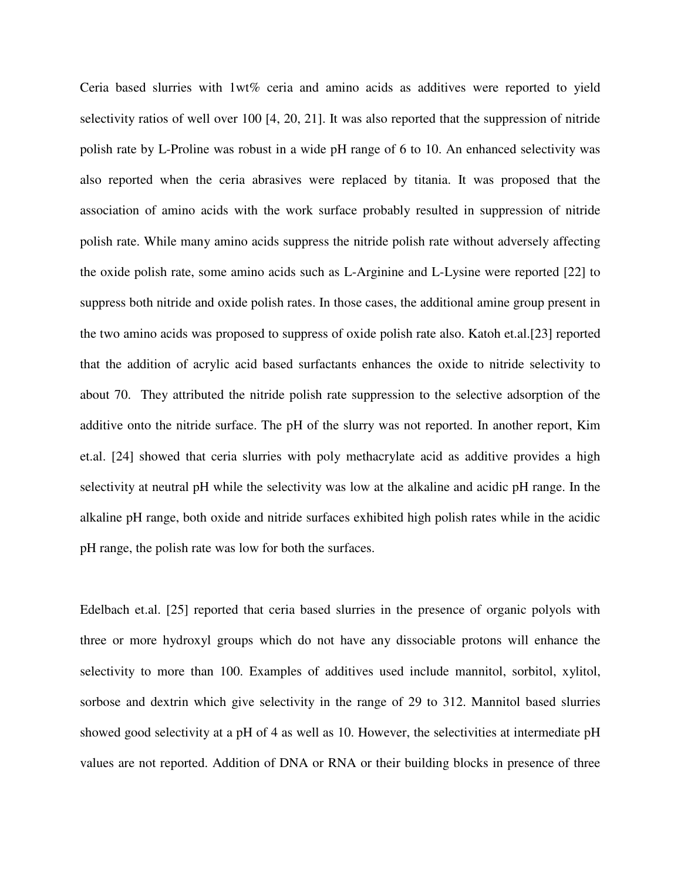Ceria based slurries with 1wt% ceria and amino acids as additives were reported to yield selectivity ratios of well over 100 [4, 20, 21]. It was also reported that the suppression of nitride polish rate by L-Proline was robust in a wide pH range of 6 to 10. An enhanced selectivity was also reported when the ceria abrasives were replaced by titania. It was proposed that the association of amino acids with the work surface probably resulted in suppression of nitride polish rate. While many amino acids suppress the nitride polish rate without adversely affecting the oxide polish rate, some amino acids such as L-Arginine and L-Lysine were reported [22] to suppress both nitride and oxide polish rates. In those cases, the additional amine group present in the two amino acids was proposed to suppress of oxide polish rate also. Katoh et.al.[23] reported that the addition of acrylic acid based surfactants enhances the oxide to nitride selectivity to about 70. They attributed the nitride polish rate suppression to the selective adsorption of the additive onto the nitride surface. The pH of the slurry was not reported. In another report, Kim et.al. [24] showed that ceria slurries with poly methacrylate acid as additive provides a high selectivity at neutral pH while the selectivity was low at the alkaline and acidic pH range. In the alkaline pH range, both oxide and nitride surfaces exhibited high polish rates while in the acidic pH range, the polish rate was low for both the surfaces.

Edelbach et.al. [25] reported that ceria based slurries in the presence of organic polyols with three or more hydroxyl groups which do not have any dissociable protons will enhance the selectivity to more than 100. Examples of additives used include mannitol, sorbitol, xylitol, sorbose and dextrin which give selectivity in the range of 29 to 312. Mannitol based slurries showed good selectivity at a pH of 4 as well as 10. However, the selectivities at intermediate pH values are not reported. Addition of DNA or RNA or their building blocks in presence of three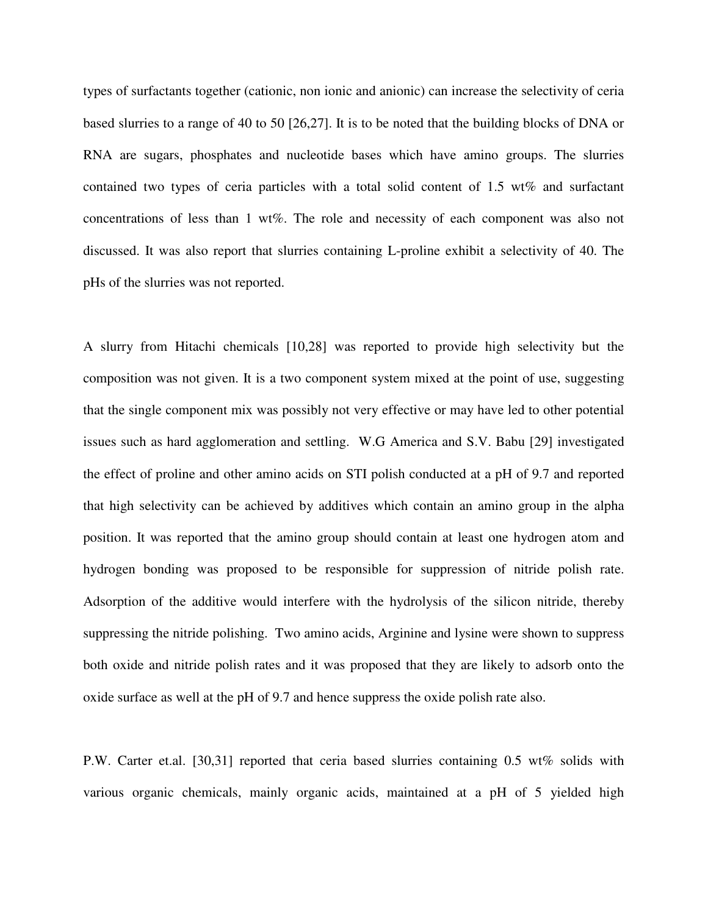types of surfactants together (cationic, non ionic and anionic) can increase the selectivity of ceria based slurries to a range of 40 to 50 [26,27]. It is to be noted that the building blocks of DNA or RNA are sugars, phosphates and nucleotide bases which have amino groups. The slurries contained two types of ceria particles with a total solid content of 1.5 wt% and surfactant concentrations of less than 1 wt%. The role and necessity of each component was also not discussed. It was also report that slurries containing L-proline exhibit a selectivity of 40. The pHs of the slurries was not reported.

A slurry from Hitachi chemicals [10,28] was reported to provide high selectivity but the composition was not given. It is a two component system mixed at the point of use, suggesting that the single component mix was possibly not very effective or may have led to other potential issues such as hard agglomeration and settling. W.G America and S.V. Babu [29] investigated the effect of proline and other amino acids on STI polish conducted at a pH of 9.7 and reported that high selectivity can be achieved by additives which contain an amino group in the alpha position. It was reported that the amino group should contain at least one hydrogen atom and hydrogen bonding was proposed to be responsible for suppression of nitride polish rate. Adsorption of the additive would interfere with the hydrolysis of the silicon nitride, thereby suppressing the nitride polishing. Two amino acids, Arginine and lysine were shown to suppress both oxide and nitride polish rates and it was proposed that they are likely to adsorb onto the oxide surface as well at the pH of 9.7 and hence suppress the oxide polish rate also.

P.W. Carter et.al. [30,31] reported that ceria based slurries containing 0.5 wt% solids with various organic chemicals, mainly organic acids, maintained at a pH of 5 yielded high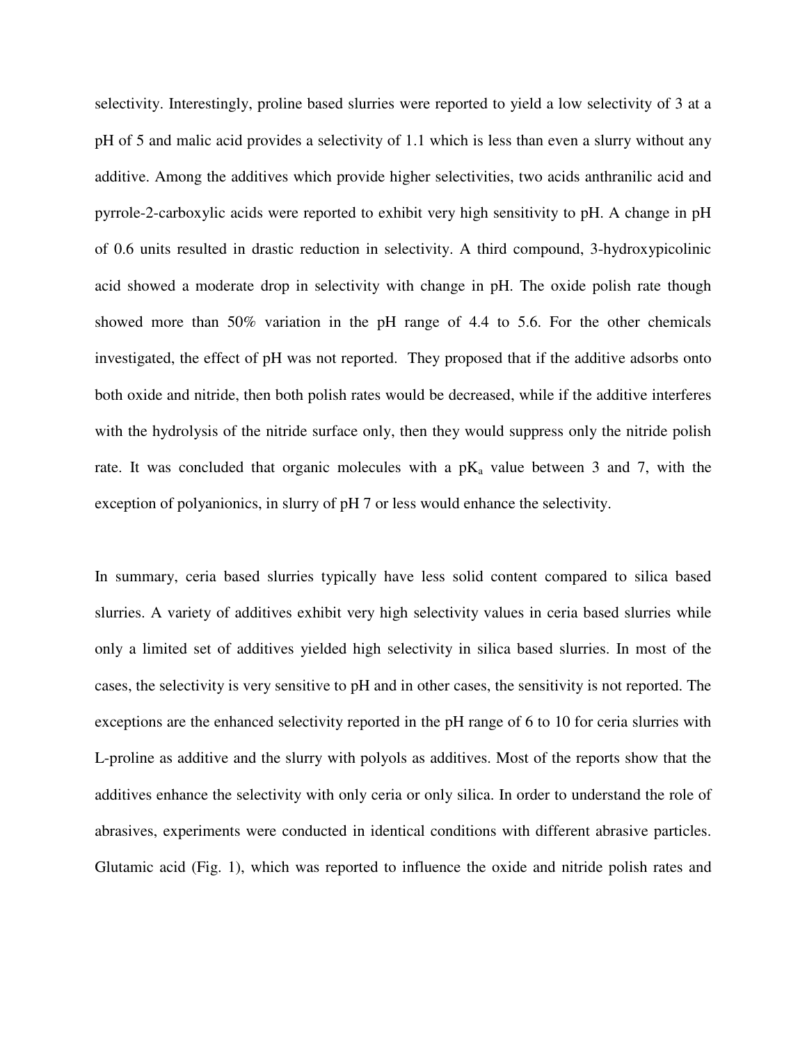selectivity. Interestingly, proline based slurries were reported to yield a low selectivity of 3 at a pH of 5 and malic acid provides a selectivity of 1.1 which is less than even a slurry without any additive. Among the additives which provide higher selectivities, two acids anthranilic acid and pyrrole-2-carboxylic acids were reported to exhibit very high sensitivity to pH. A change in pH of 0.6 units resulted in drastic reduction in selectivity. A third compound, 3-hydroxypicolinic acid showed a moderate drop in selectivity with change in pH. The oxide polish rate though showed more than 50% variation in the pH range of 4.4 to 5.6. For the other chemicals investigated, the effect of pH was not reported. They proposed that if the additive adsorbs onto both oxide and nitride, then both polish rates would be decreased, while if the additive interferes with the hydrolysis of the nitride surface only, then they would suppress only the nitride polish rate. It was concluded that organic molecules with a $pK_a$ value between 3 and 7, with the exception of polyanionics, in slurry of pH 7 or less would enhance the selectivity.

In summary, ceria based slurries typically have less solid content compared to silica based slurries. A variety of additives exhibit very high selectivity values in ceria based slurries while only a limited set of additives yielded high selectivity in silica based slurries. In most of the cases, the selectivity is very sensitive to pH and in other cases, the sensitivity is not reported. The exceptions are the enhanced selectivity reported in the pH range of 6 to 10 for ceria slurries with L-proline as additive and the slurry with polyols as additives. Most of the reports show that the additives enhance the selectivity with only ceria or only silica. In order to understand the role of abrasives, experiments were conducted in identical conditions with different abrasive particles. Glutamic acid (Fig. 1), which was reported to influence the oxide and nitride polish rates and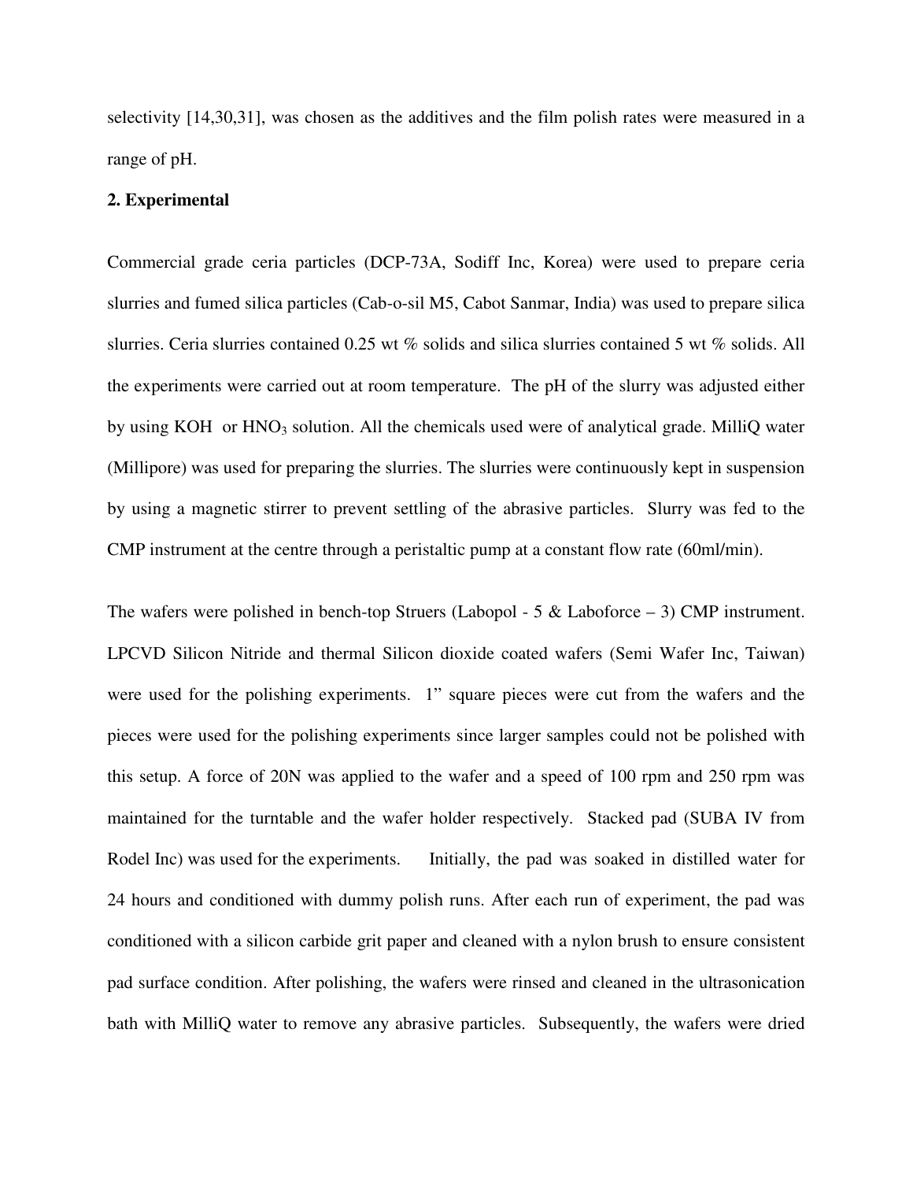selectivity [14,30,31], was chosen as the additives and the film polish rates were measured in a range of pH.

## 2. Experimental

Commercial grade ceria particles (DCP-73A, Sodiff Inc, Korea) were used to prepare ceria slurries and fumed silica particles (Cab-o-sil M5, Cabot Sanmar, India) was used to prepare silica slurries. Ceria slurries contained 0.25 wt % solids and silica slurries contained 5 wt % solids. All the experiments were carried out at room temperature. The pH of the slurry was adjusted either by using KOH or $HNO_3$ solution. All the chemicals used were of analytical grade. MilliQ water (Millipore) was used for preparing the slurries. The slurries were continuously kept in suspension by using a magnetic stirrer to prevent settling of the abrasive particles. Slurry was fed to the CMP instrument at the centre through a peristaltic pump at a constant flow rate (60ml/min).

The wafers were polished in bench-top Struers (Labopol - 5 & Laboforce – 3) CMP instrument. LPCVD Silicon Nitride and thermal Silicon dioxide coated wafers (Semi Wafer Inc, Taiwan) were used for the polishing experiments. 1" square pieces were cut from the wafers and the pieces were used for the polishing experiments since larger samples could not be polished with this setup. A force of 20N was applied to the wafer and a speed of 100 rpm and 250 rpm was maintained for the turntable and the wafer holder respectively. Stacked pad (SUBA IV from Rodel Inc) was used for the experiments. Initially, the pad was soaked in distilled water for 24 hours and conditioned with dummy polish runs. After each run of experiment, the pad was conditioned with a silicon carbide grit paper and cleaned with a nylon brush to ensure consistent pad surface condition. After polishing, the wafers were rinsed and cleaned in the ultrasonication bath with MilliQ water to remove any abrasive particles. Subsequently, the wafers were dried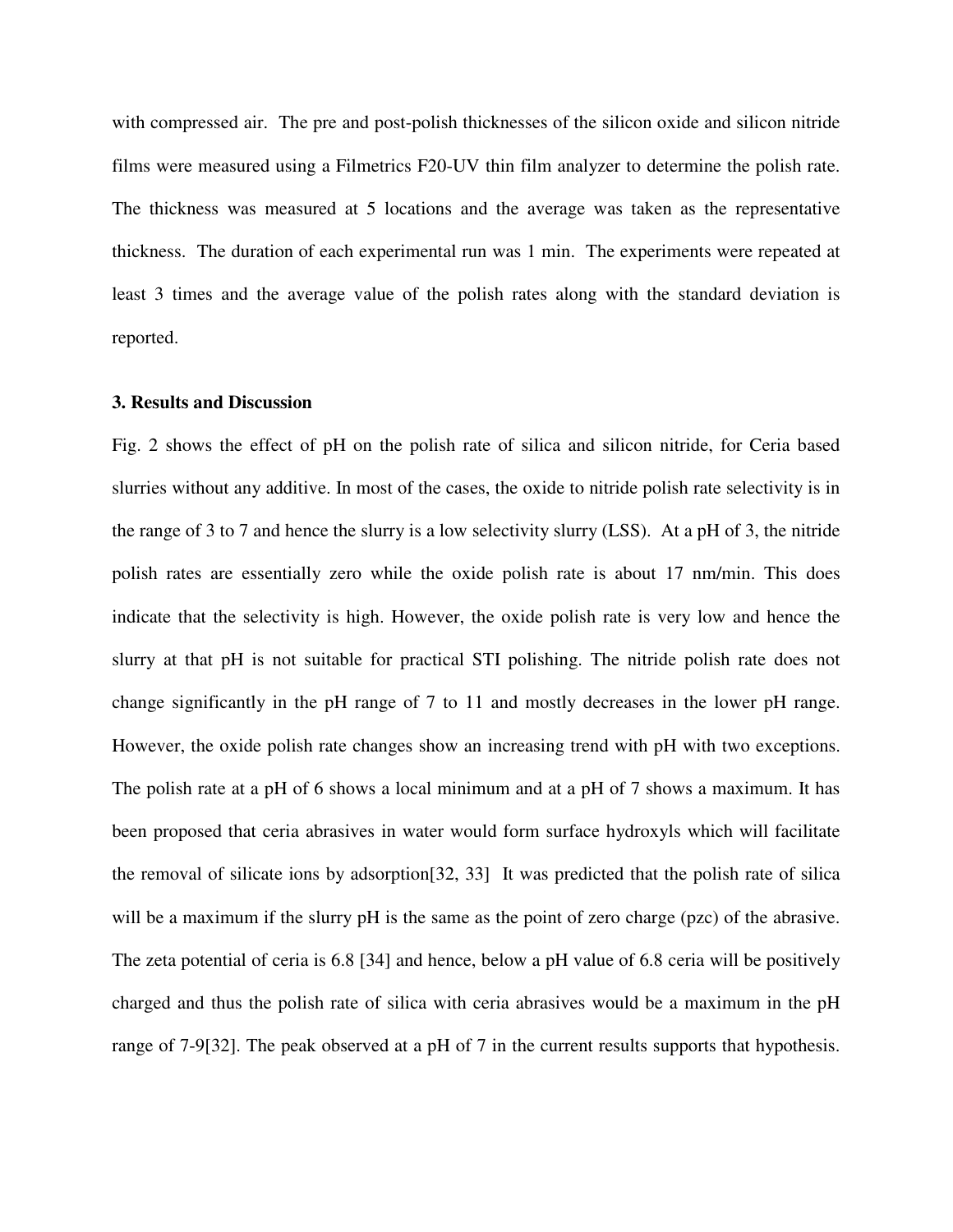with compressed air. The pre and post-polish thicknesses of the silicon oxide and silicon nitride films were measured using a Filmetrics F20-UV thin film analyzer to determine the polish rate. The thickness was measured at 5 locations and the average was taken as the representative thickness. The duration of each experimental run was 1 min. The experiments were repeated at least 3 times and the average value of the polish rates along with the standard deviation is reported.

### 3. Results and Discussion

Fig. 2 shows the effect of pH on the polish rate of silica and silicon nitride, for Ceria based slurries without any additive. In most of the cases, the oxide to nitride polish rate selectivity is in the range of 3 to 7 and hence the slurry is a low selectivity slurry (LSS). At a pH of 3, the nitride polish rates are essentially zero while the oxide polish rate is about 17 nm/min. This does indicate that the selectivity is high. However, the oxide polish rate is very low and hence the slurry at that pH is not suitable for practical STI polishing. The nitride polish rate does not change significantly in the pH range of 7 to 11 and mostly decreases in the lower pH range. However, the oxide polish rate changes show an increasing trend with pH with two exceptions. The polish rate at a pH of 6 shows a local minimum and at a pH of 7 shows a maximum. It has been proposed that ceria abrasives in water would form surface hydroxyls which will facilitate the removal of silicate ions by adsorption[32, 33] It was predicted that the polish rate of silica will be a maximum if the slurry pH is the same as the point of zero charge (pzc) of the abrasive. The zeta potential of ceria is 6.8 [34] and hence, below a pH value of 6.8 ceria will be positively charged and thus the polish rate of silica with ceria abrasives would be a maximum in the pH range of 7-9[32]. The peak observed at a pH of 7 in the current results supports that hypothesis.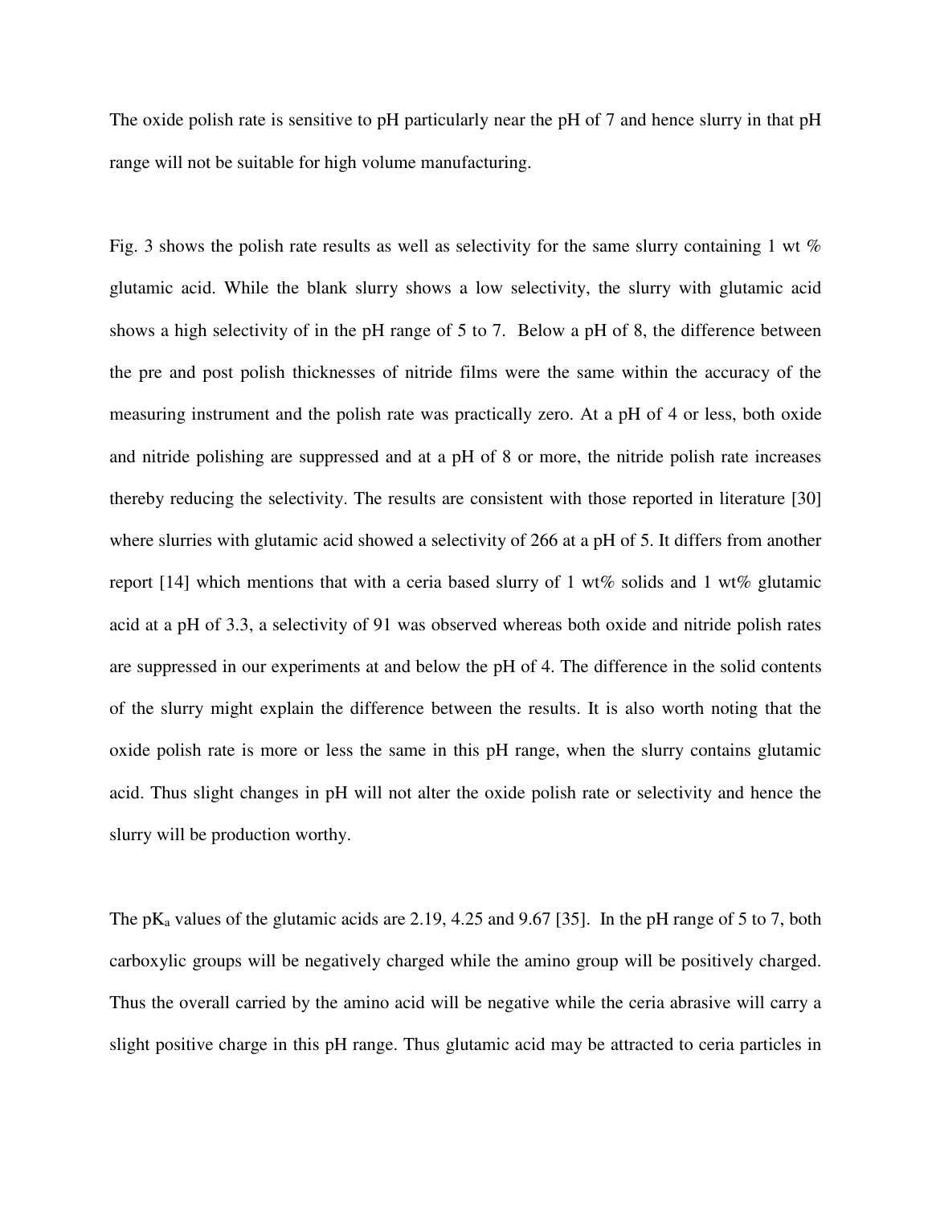The oxide polish rate is sensitive to pH particularly near the pH of 7 and hence slurry in that pH range will not be suitable for high volume manufacturing.

Fig. 3 shows the polish rate results as well as selectivity for the same slurry containing 1 wt % glutamic acid. While the blank slurry shows a low selectivity, the slurry with glutamic acid shows a high selectivity of in the pH range of 5 to 7. Below a pH of 8, the difference between the pre and post polish thicknesses of nitride films were the same within the accuracy of the measuring instrument and the polish rate was practically zero. At a pH of 4 or less, both oxide and nitride polishing are suppressed and at a pH of 8 or more, the nitride polish rate increases thereby reducing the selectivity. The results are consistent with those reported in literature [30] where slurries with glutamic acid showed a selectivity of 266 at a pH of 5. It differs from another report [14] which mentions that with a ceria based slurry of 1 wt% solids and 1 wt% glutamic acid at a pH of 3.3, a selectivity of 91 was observed whereas both oxide and nitride polish rates are suppressed in our experiments at and below the pH of 4. The difference in the solid contents of the slurry might explain the difference between the results. It is also worth noting that the oxide polish rate is more or less the same in this pH range, when the slurry contains glutamic acid. Thus slight changes in pH will not alter the oxide polish rate or selectivity and hence the slurry will be production worthy.

The $pK_a$ values of the glutamic acids are 2.19, 4.25 and 9.67 [35]. In the pH range of 5 to 7, both carboxylic groups will be negatively charged while the amino group will be positively charged. Thus the overall carried by the amino acid will be negative while the ceria abrasive will carry a slight positive charge in this pH range. Thus glutamic acid may be attracted to ceria particles in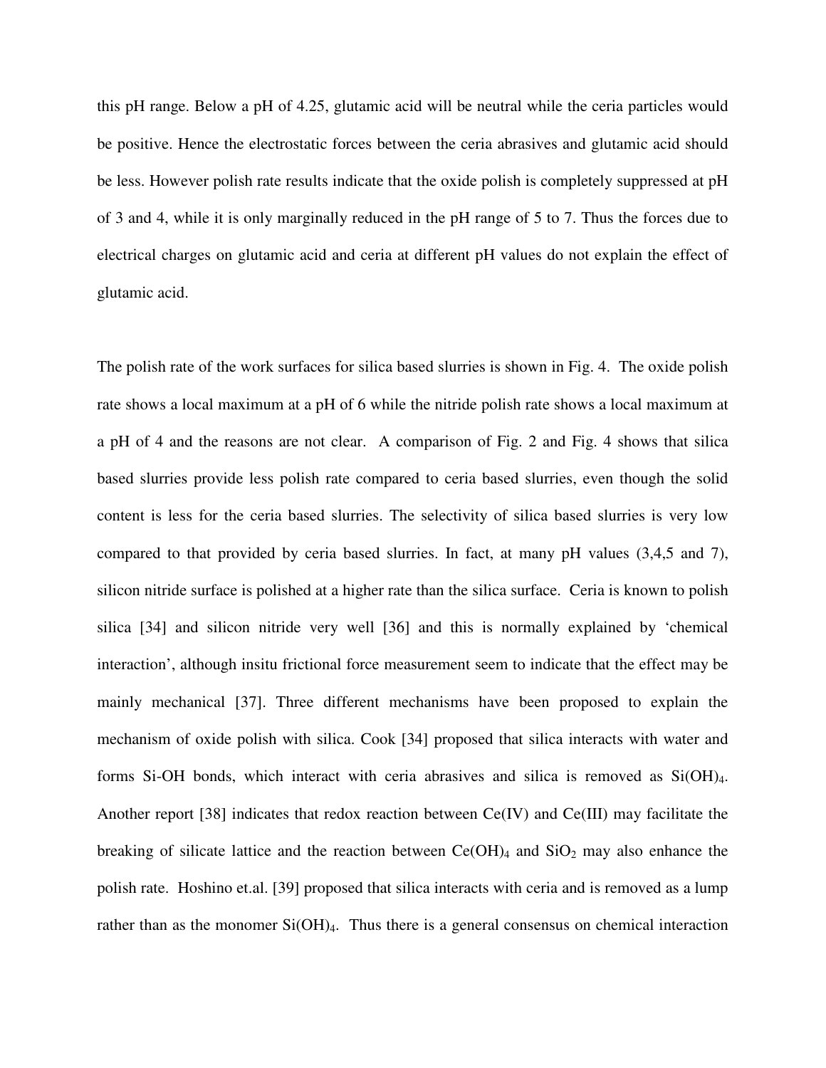this pH range. Below a pH of 4.25, glutamic acid will be neutral while the ceria particles would be positive. Hence the electrostatic forces between the ceria abrasives and glutamic acid should be less. However polish rate results indicate that the oxide polish is completely suppressed at pH of 3 and 4, while it is only marginally reduced in the pH range of 5 to 7. Thus the forces due to electrical charges on glutamic acid and ceria at different pH values do not explain the effect of glutamic acid.

The polish rate of the work surfaces for silica based slurries is shown in Fig. 4. The oxide polish rate shows a local maximum at a pH of 6 while the nitride polish rate shows a local maximum at a pH of 4 and the reasons are not clear. A comparison of Fig. 2 and Fig. 4 shows that silica based slurries provide less polish rate compared to ceria based slurries, even though the solid content is less for the ceria based slurries. The selectivity of silica based slurries is very low compared to that provided by ceria based slurries. In fact, at many pH values (3,4,5 and 7), silicon nitride surface is polished at a higher rate than the silica surface. Ceria is known to polish silica [34] and silicon nitride very well [36] and this is normally explained by 'chemical interaction', although insitu frictional force measurement seem to indicate that the effect may be mainly mechanical [37]. Three different mechanisms have been proposed to explain the mechanism of oxide polish with silica. Cook [34] proposed that silica interacts with water and forms Si-OH bonds, which interact with ceria abrasives and silica is removed as $Si(OH)_4$. Another report [38] indicates that redox reaction between Ce(IV) and Ce(III) may facilitate the breaking of silicate lattice and the reaction between $Ce(OH)_4$ and $SiO_2$ may also enhance the polish rate. Hoshino et.al. [39] proposed that silica interacts with ceria and is removed as a lump rather than as the monomer $Si(OH)_4$. Thus there is a general consensus on chemical interaction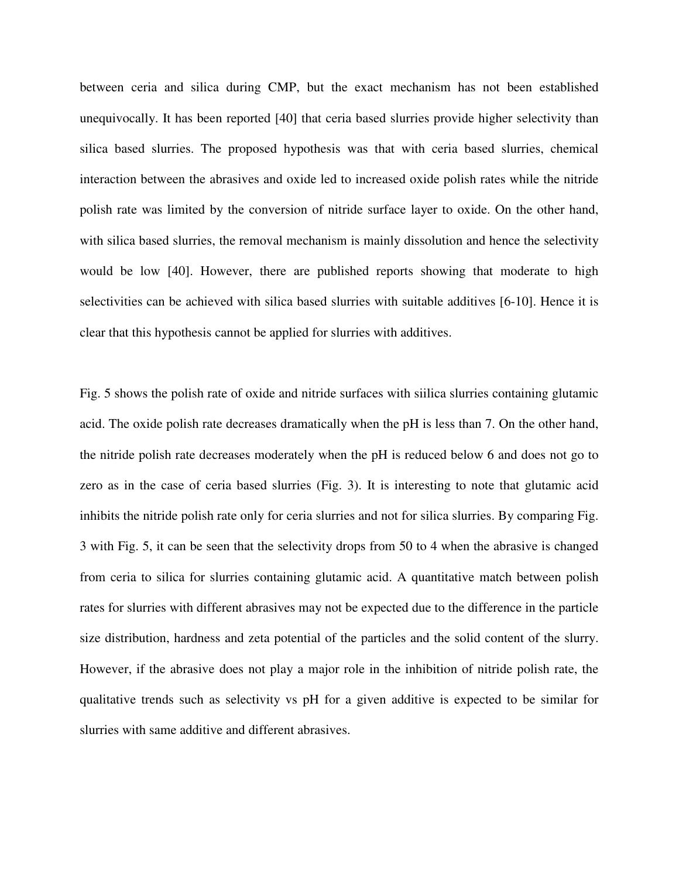between ceria and silica during CMP, but the exact mechanism has not been established unequivocally. It has been reported [40] that ceria based slurries provide higher selectivity than silica based slurries. The proposed hypothesis was that with ceria based slurries, chemical interaction between the abrasives and oxide led to increased oxide polish rates while the nitride polish rate was limited by the conversion of nitride surface layer to oxide. On the other hand, with silica based slurries, the removal mechanism is mainly dissolution and hence the selectivity would be low [40]. However, there are published reports showing that moderate to high selectivities can be achieved with silica based slurries with suitable additives [6-10]. Hence it is clear that this hypothesis cannot be applied for slurries with additives.

Fig. 5 shows the polish rate of oxide and nitride surfaces with siilica slurries containing glutamic acid. The oxide polish rate decreases dramatically when the pH is less than 7. On the other hand, the nitride polish rate decreases moderately when the pH is reduced below 6 and does not go to zero as in the case of ceria based slurries (Fig. 3). It is interesting to note that glutamic acid inhibits the nitride polish rate only for ceria slurries and not for silica slurries. By comparing Fig. 3 with Fig. 5, it can be seen that the selectivity drops from 50 to 4 when the abrasive is changed from ceria to silica for slurries containing glutamic acid. A quantitative match between polish rates for slurries with different abrasives may not be expected due to the difference in the particle size distribution, hardness and zeta potential of the particles and the solid content of the slurry. However, if the abrasive does not play a major role in the inhibition of nitride polish rate, the qualitative trends such as selectivity vs pH for a given additive is expected to be similar for slurries with same additive and different abrasives.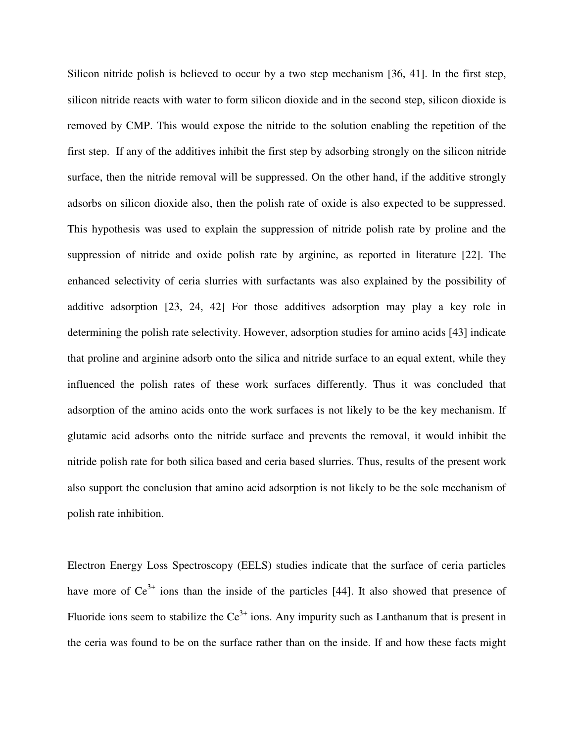Silicon nitride polish is believed to occur by a two step mechanism [36, 41]. In the first step, silicon nitride reacts with water to form silicon dioxide and in the second step, silicon dioxide is removed by CMP. This would expose the nitride to the solution enabling the repetition of the first step. If any of the additives inhibit the first step by adsorbing strongly on the silicon nitride surface, then the nitride removal will be suppressed. On the other hand, if the additive strongly adsorbs on silicon dioxide also, then the polish rate of oxide is also expected to be suppressed. This hypothesis was used to explain the suppression of nitride polish rate by proline and the suppression of nitride and oxide polish rate by arginine, as reported in literature [22]. The enhanced selectivity of ceria slurries with surfactants was also explained by the possibility of additive adsorption [23, 24, 42] For those additives adsorption may play a key role in determining the polish rate selectivity. However, adsorption studies for amino acids [43] indicate that proline and arginine adsorb onto the silica and nitride surface to an equal extent, while they influenced the polish rates of these work surfaces differently. Thus it was concluded that adsorption of the amino acids onto the work surfaces is not likely to be the key mechanism. If glutamic acid adsorbs onto the nitride surface and prevents the removal, it would inhibit the nitride polish rate for both silica based and ceria based slurries. Thus, results of the present work also support the conclusion that amino acid adsorption is not likely to be the sole mechanism of polish rate inhibition.

Electron Energy Loss Spectroscopy (EELS) studies indicate that the surface of ceria particles have more of $Ce^{3+}$ ions than the inside of the particles [44]. It also showed that presence of Fluoride ions seem to stabilize the $Ce^{3+}$ ions. Any impurity such as Lanthanum that is present in the ceria was found to be on the surface rather than on the inside. If and how these facts might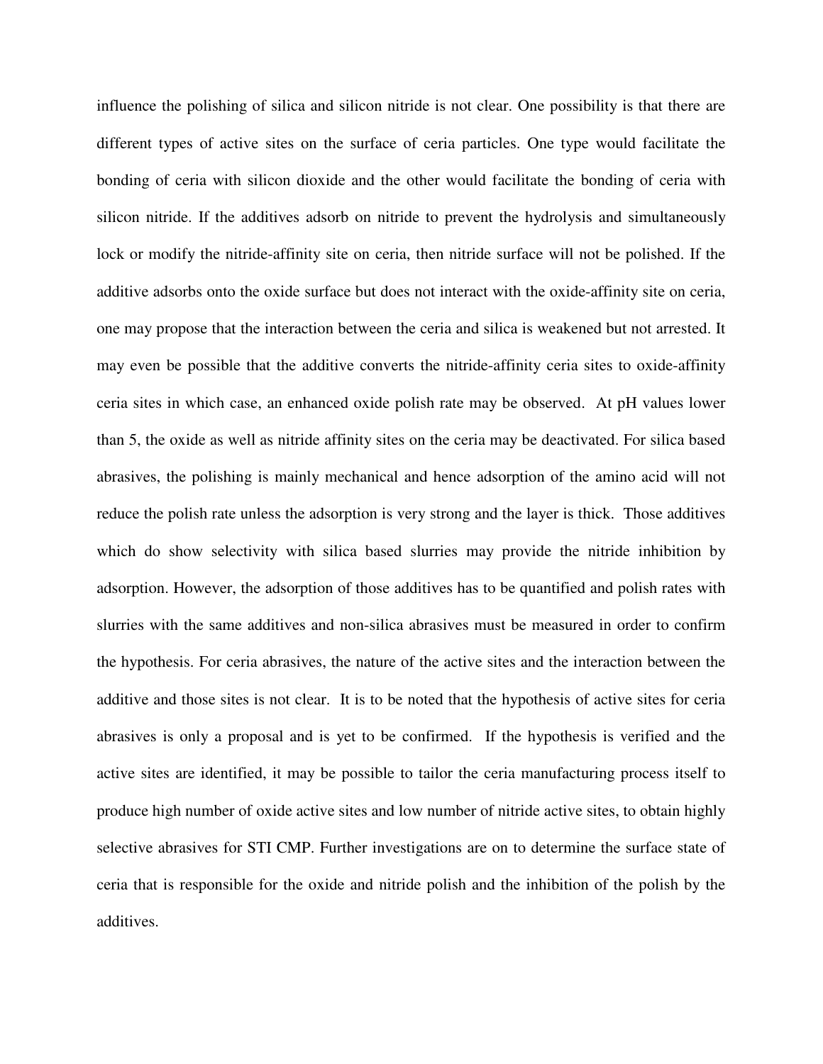influence the polishing of silica and silicon nitride is not clear. One possibility is that there are different types of active sites on the surface of ceria particles. One type would facilitate the bonding of ceria with silicon dioxide and the other would facilitate the bonding of ceria with silicon nitride. If the additives adsorb on nitride to prevent the hydrolysis and simultaneously lock or modify the nitride-affinity site on ceria, then nitride surface will not be polished. If the additive adsorbs onto the oxide surface but does not interact with the oxide-affinity site on ceria, one may propose that the interaction between the ceria and silica is weakened but not arrested. It may even be possible that the additive converts the nitride-affinity ceria sites to oxide-affinity ceria sites in which case, an enhanced oxide polish rate may be observed. At pH values lower than 5, the oxide as well as nitride affinity sites on the ceria may be deactivated. For silica based abrasives, the polishing is mainly mechanical and hence adsorption of the amino acid will not reduce the polish rate unless the adsorption is very strong and the layer is thick. Those additives which do show selectivity with silica based slurries may provide the nitride inhibition by adsorption. However, the adsorption of those additives has to be quantified and polish rates with slurries with the same additives and non-silica abrasives must be measured in order to confirm the hypothesis. For ceria abrasives, the nature of the active sites and the interaction between the additive and those sites is not clear. It is to be noted that the hypothesis of active sites for ceria abrasives is only a proposal and is yet to be confirmed. If the hypothesis is verified and the active sites are identified, it may be possible to tailor the ceria manufacturing process itself to produce high number of oxide active sites and low number of nitride active sites, to obtain highly selective abrasives for STI CMP. Further investigations are on to determine the surface state of ceria that is responsible for the oxide and nitride polish and the inhibition of the polish by the additives.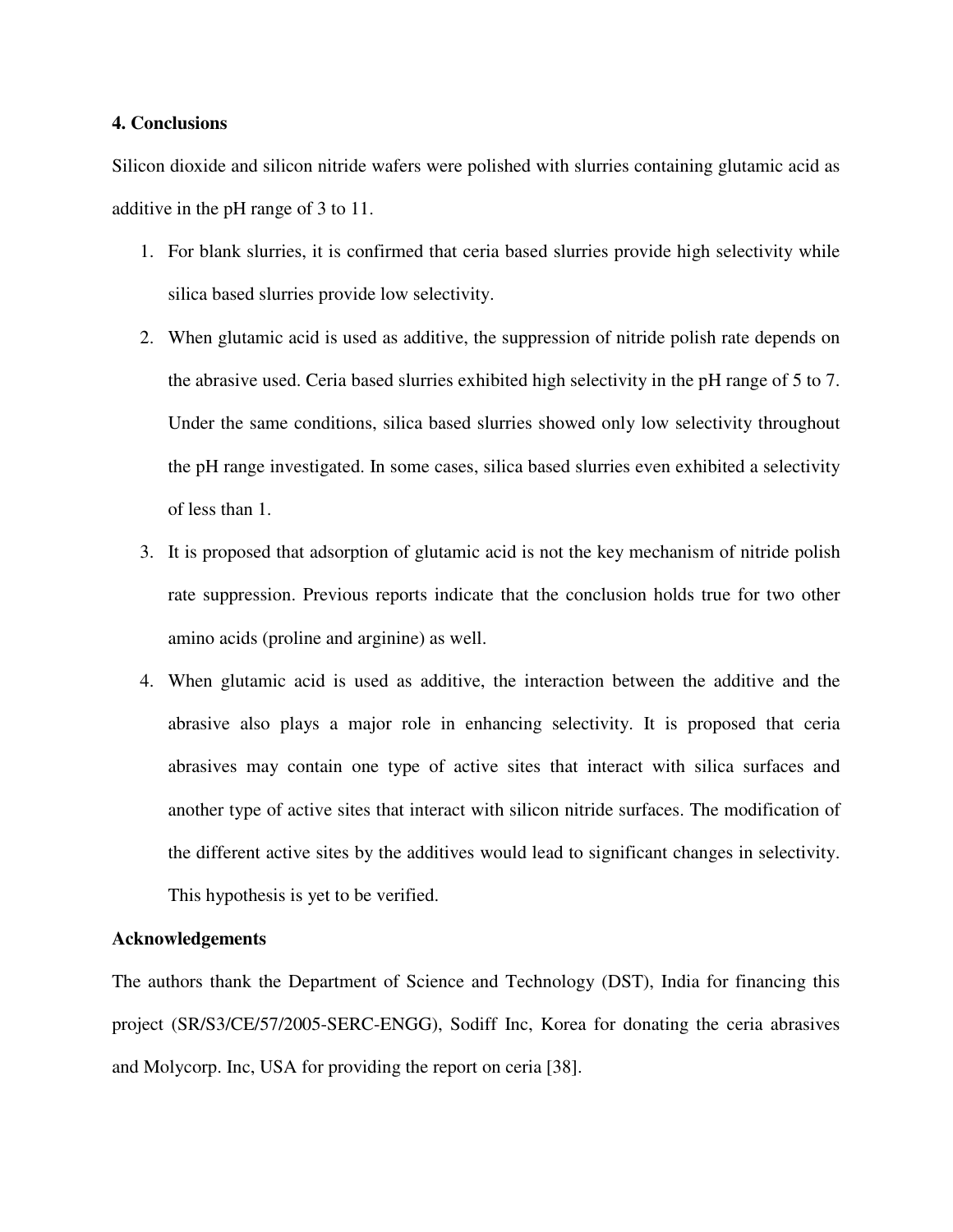## 4. Conclusions

Silicon dioxide and silicon nitride wafers were polished with slurries containing glutamic acid as additive in the pH range of 3 to 11.

1. For blank slurries, it is confirmed that ceria based slurries provide high selectivity while silica based slurries provide low selectivity.
2. When glutamic acid is used as additive, the suppression of nitride polish rate depends on the abrasive used. Ceria based slurries exhibited high selectivity in the pH range of 5 to 7. Under the same conditions, silica based slurries showed only low selectivity throughout the pH range investigated. In some cases, silica based slurries even exhibited a selectivity of less than 1.
3. It is proposed that adsorption of glutamic acid is not the key mechanism of nitride polish rate suppression. Previous reports indicate that the conclusion holds true for two other amino acids (proline and arginine) as well.
4. When glutamic acid is used as additive, the interaction between the additive and the abrasive also plays a major role in enhancing selectivity. It is proposed that ceria abrasives may contain one type of active sites that interact with silica surfaces and another type of active sites that interact with silicon nitride surfaces. The modification of the different active sites by the additives would lead to significant changes in selectivity. This hypothesis is yet to be verified.

## Acknowledgements

The authors thank the Department of Science and Technology (DST), India for financing this project (SR/S3/CE/57/2005-SERC-ENGG), Sodiff Inc, Korea for donating the ceria abrasives and Molycorp. Inc, USA for providing the report on ceria [38].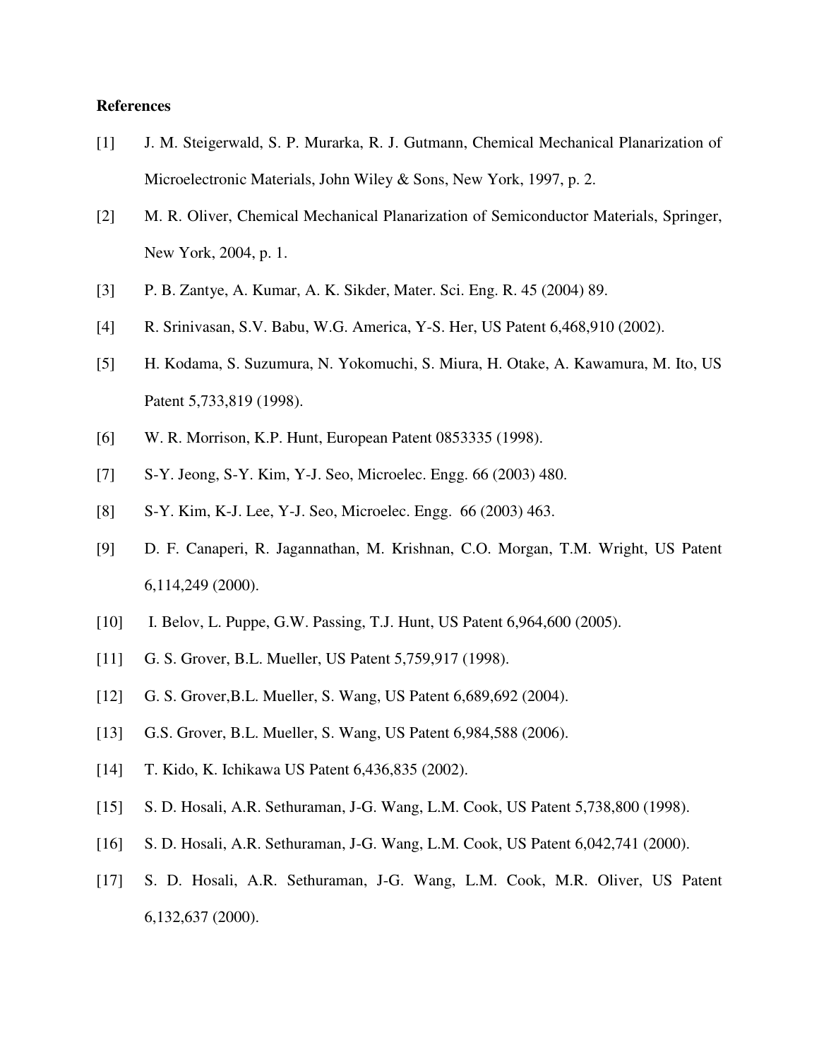**References**

[1] J. M. Steigerwald, S. P. Murarka, R. J. Gutmann, Chemical Mechanical Planarization of Microelectronic Materials, John Wiley & Sons, New York, 1997, p. 2.

[2] M. R. Oliver, Chemical Mechanical Planarization of Semiconductor Materials, Springer, New York, 2004, p. 1.

[3] P. B. Zantye, A. Kumar, A. K. Sikder, Mater. Sci. Eng. R. 45 (2004) 89.

[4] R. Srinivasan, S.V. Babu, W.G. America, Y-S. Her, US Patent 6,468,910 (2002).

[5] H. Kodama, S. Suzumura, N. Yokomuchi, S. Miura, H. Otake, A. Kawamura, M. Ito, US Patent 5,733,819 (1998).

[6] W. R. Morrison, K.P. Hunt, European Patent 0853335 (1998).

[7] S-Y. Jeong, S-Y. Kim, Y-J. Seo, Microelec. Engg. 66 (2003) 480.

[8] S-Y. Kim, K-J. Lee, Y-J. Seo, Microelec. Engg. 66 (2003) 463.

[9] D. F. Canaperi, R. Jagannathan, M. Krishnan, C.O. Morgan, T.M. Wright, US Patent 6,114,249 (2000).

[10] I. Belov, L. Puppe, G.W. Passing, T.J. Hunt, US Patent 6,964,600 (2005).

[11] G. S. Grover, B.L. Mueller, US Patent 5,759,917 (1998).

[12] G. S. Grover,B.L. Mueller, S. Wang, US Patent 6,689,692 (2004).

[13] G.S. Grover, B.L. Mueller, S. Wang, US Patent 6,984,588 (2006).

[14] T. Kido, K. Ichikawa US Patent 6,436,835 (2002).

[15] S. D. Hosali, A.R. Sethuraman, J-G. Wang, L.M. Cook, US Patent 5,738,800 (1998).

[16] S. D. Hosali, A.R. Sethuraman, J-G. Wang, L.M. Cook, US Patent 6,042,741 (2000).

[17] S. D. Hosali, A.R. Sethuraman, J-G. Wang, L.M. Cook, M.R. Oliver, US Patent 6,132,637 (2000).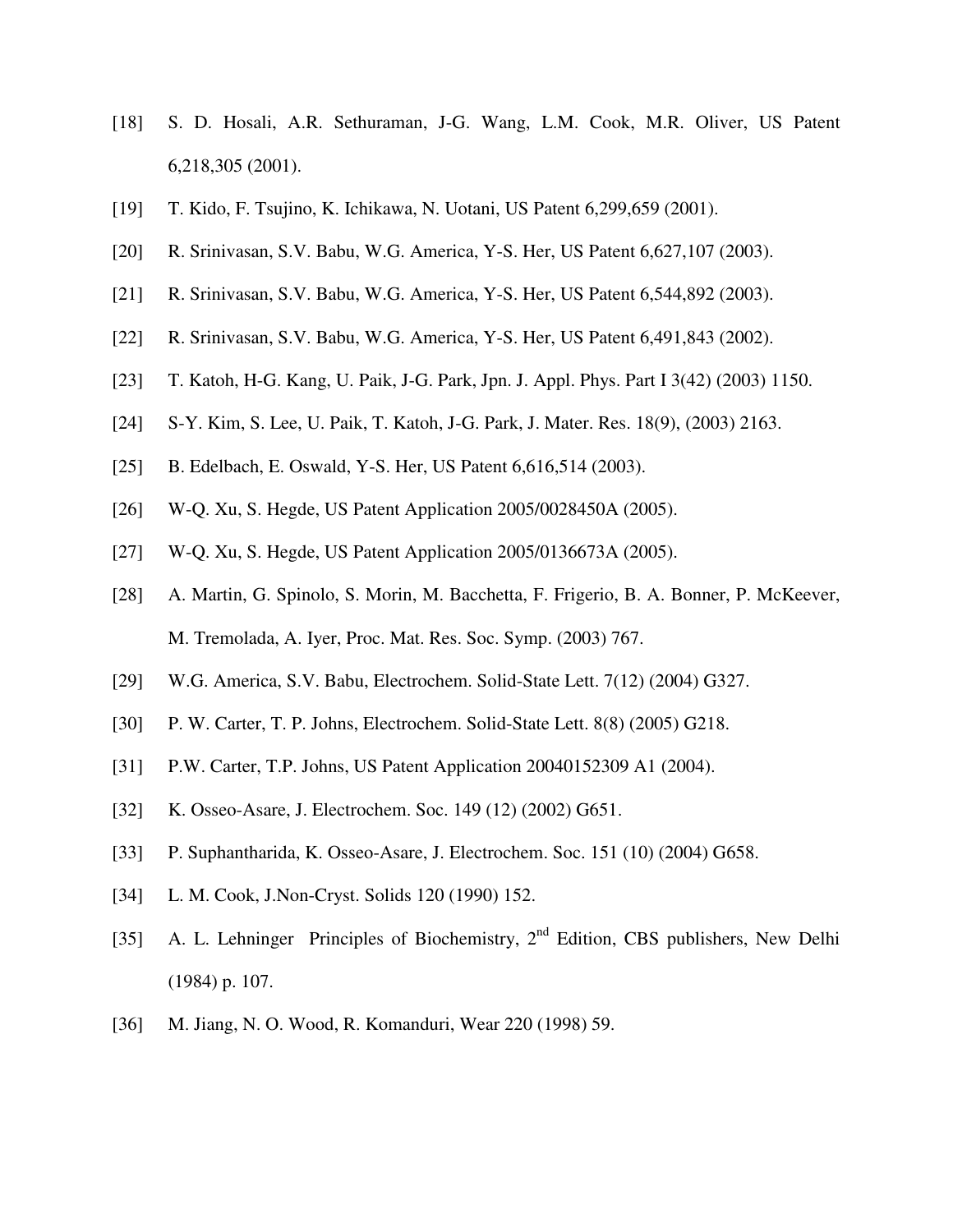[18] S. D. Hosali, A.R. Sethuraman, J-G. Wang, L.M. Cook, M.R. Oliver, US Patent 6,218,305 (2001).

[19] T. Kido, F. Tsujino, K. Ichikawa, N. Uotani, US Patent 6,299,659 (2001).

[20] R. Srinivasan, S.V. Babu, W.G. America, Y-S. Her, US Patent 6,627,107 (2003).

[21] R. Srinivasan, S.V. Babu, W.G. America, Y-S. Her, US Patent 6,544,892 (2003).

[22] R. Srinivasan, S.V. Babu, W.G. America, Y-S. Her, US Patent 6,491,843 (2002).

[23] T. Katoh, H-G. Kang, U. Paik, J-G. Park, Jpn. J. Appl. Phys. Part I 3(42) (2003) 1150.

[24] S-Y. Kim, S. Lee, U. Paik, T. Katoh, J-G. Park, J. Mater. Res. 18(9), (2003) 2163.

[25] B. Edelbach, E. Oswald, Y-S. Her, US Patent 6,616,514 (2003).

[26] W-Q. Xu, S. Hegde, US Patent Application 2005/0028450A (2005).

[27] W-Q. Xu, S. Hegde, US Patent Application 2005/0136673A (2005).

[28] A. Martin, G. Spinolo, S. Morin, M. Bacchetta, F. Frigerio, B. A. Bonner, P. McKeever, M. Tremolada, A. Iyer, Proc. Mat. Res. Soc. Symp. (2003) 767.

[29] W.G. America, S.V. Babu, Electrochem. Solid-State Lett. 7(12) (2004) G327.

[30] P. W. Carter, T. P. Johns, Electrochem. Solid-State Lett. 8(8) (2005) G218.

[31] P.W. Carter, T.P. Johns, US Patent Application 20040152309 A1 (2004).

[32] K. Osseo-Asare, J. Electrochem. Soc. 149 (12) (2002) G651.

[33] P. Suphantharida, K. Osseo-Asare, J. Electrochem. Soc. 151 (10) (2004) G658.

[34] L. M. Cook, J.Non-Cryst. Solids 120 (1990) 152.

[35] A. L. Lehninger Principles of Biochemistry, 2nd Edition, CBS publishers, New Delhi (1984) p. 107.

[36] M. Jiang, N. O. Wood, R. Komanduri, Wear 220 (1998) 59.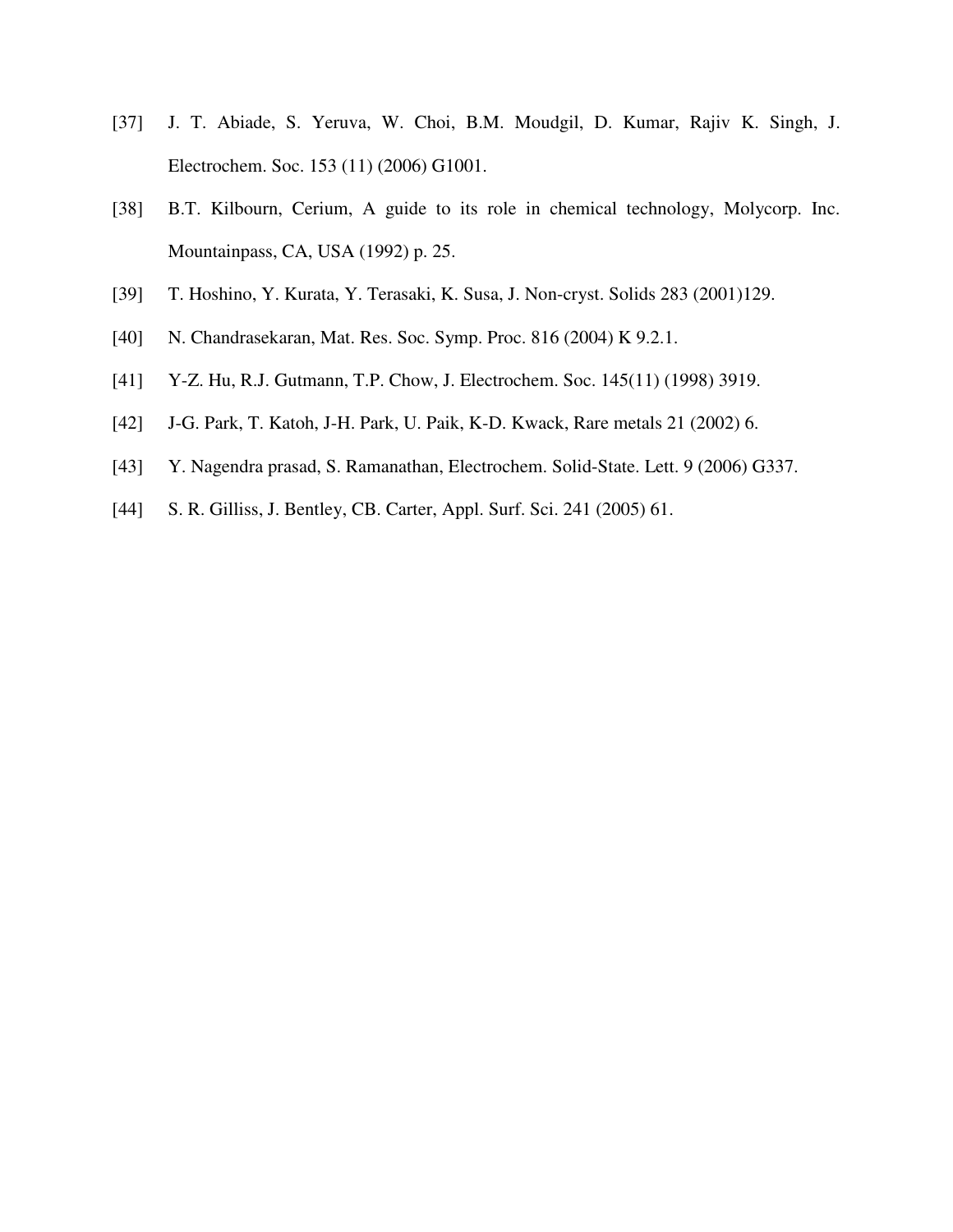[37] J. T. Abiade, S. Yeruva, W. Choi, B.M. Moudgil, D. Kumar, Rajiv K. Singh, J. Electrochem. Soc. 153 (11) (2006) G1001.

[38] B.T. Kilbourn, Cerium, A guide to its role in chemical technology, Molycorp. Inc. Mountainpass, CA, USA (1992) p. 25.

[39] T. Hoshino, Y. Kurata, Y. Terasaki, K. Susa, J. Non-cryst. Solids 283 (2001)129.

[40] N. Chandrasekaran, Mat. Res. Soc. Symp. Proc. 816 (2004) K 9.2.1.

[41] Y-Z. Hu, R.J. Gutmann, T.P. Chow, J. Electrochem. Soc. 145(11) (1998) 3919.

[42] J-G. Park, T. Katoh, J-H. Park, U. Paik, K-D. Kwack, Rare metals 21 (2002) 6.

[43] Y. Nagendra prasad, S. Ramanathan, Electrochem. Solid-State. Lett. 9 (2006) G337.

[44] S. R. Gilliss, J. Bentley, CB. Carter, Appl. Surf. Sci. 241 (2005) 61.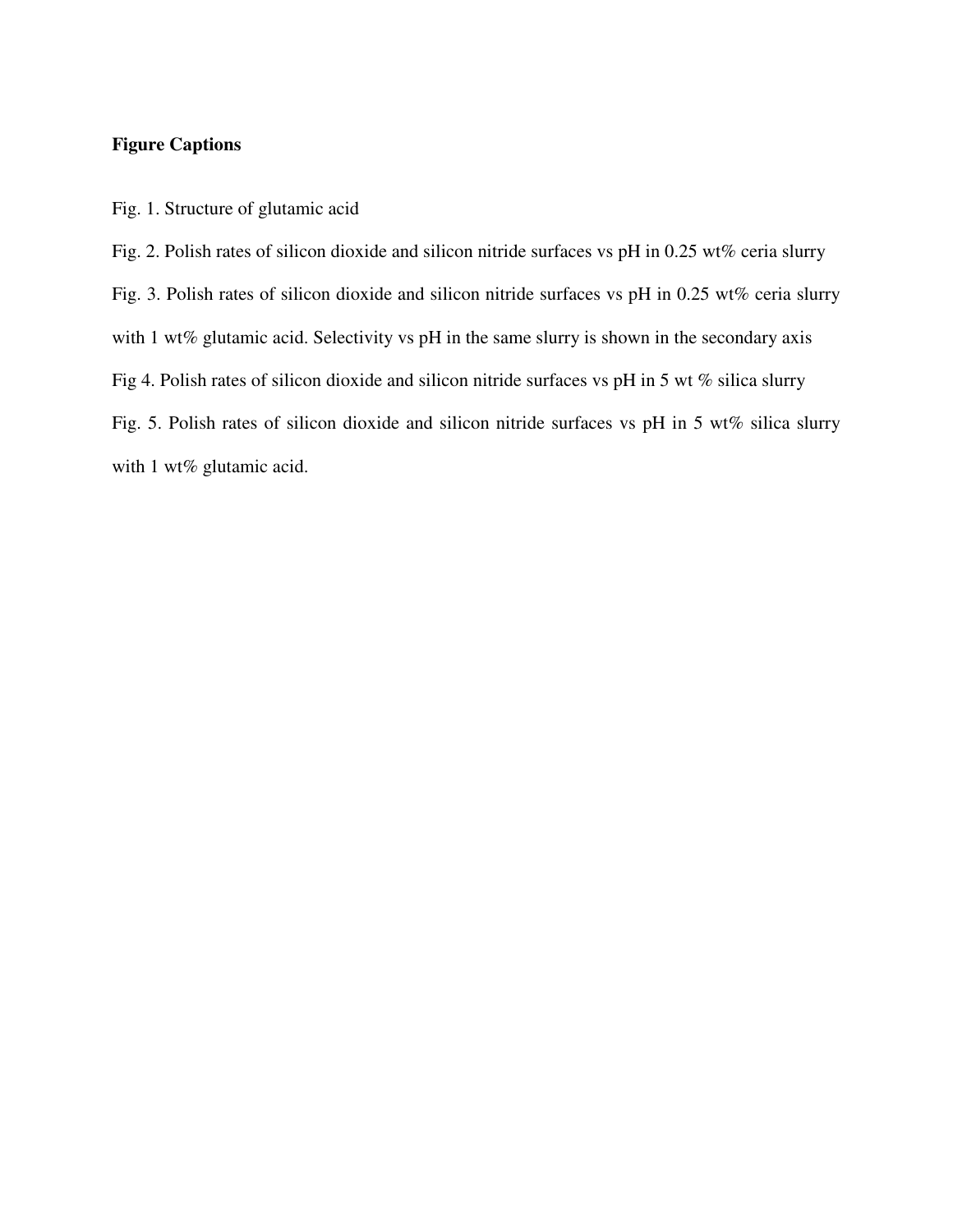**Figure Captions**

Fig. 1. Structure of glutamic acid

Fig. 2. Polish rates of silicon dioxide and silicon nitride surfaces vs pH in 0.25 wt% ceria slurry

Fig. 3. Polish rates of silicon dioxide and silicon nitride surfaces vs pH in 0.25 wt% ceria slurry with 1 wt% glutamic acid. Selectivity vs pH in the same slurry is shown in the secondary axis

Fig 4. Polish rates of silicon dioxide and silicon nitride surfaces vs pH in 5 wt % silica slurry

Fig. 5. Polish rates of silicon dioxide and silicon nitride surfaces vs pH in 5 wt% silica slurry with 1 wt% glutamic acid.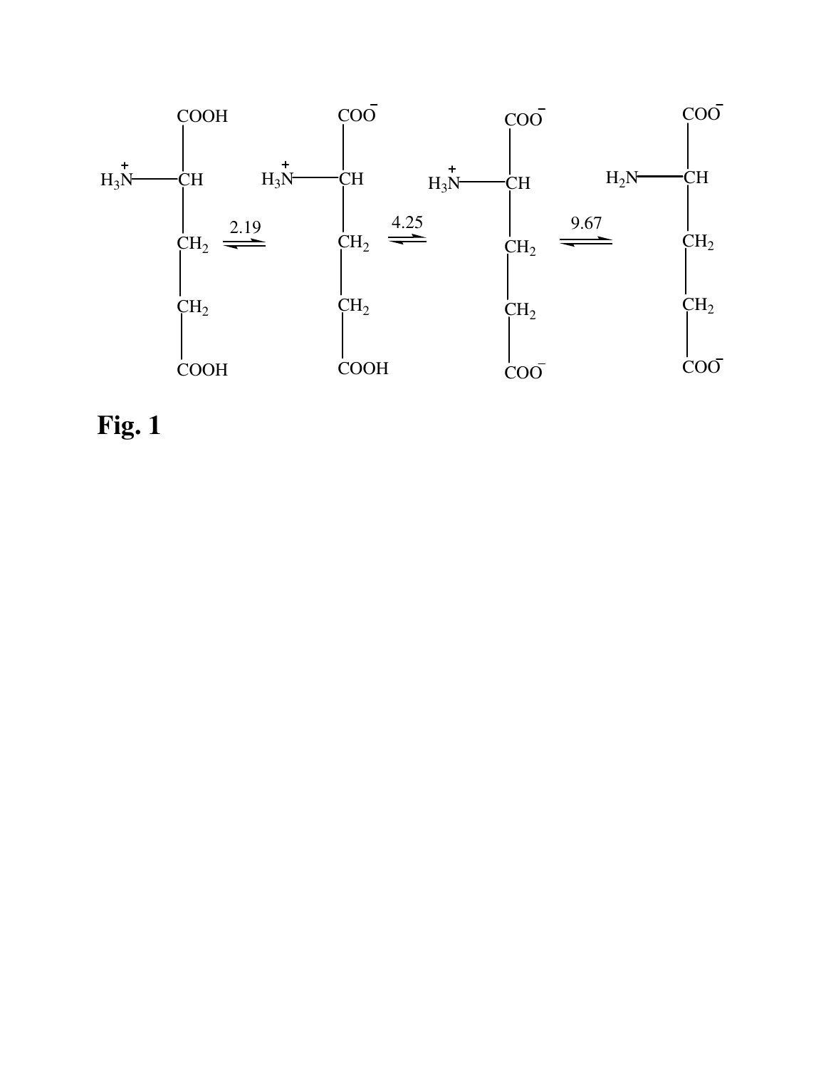$$
\underset{\text{(COOH, } H_3N^+\text{, COOH)}}{HOOC{-}CH(NH_3^+){-}CH_2{-}CH_2{-}COOH} \overset{2.19}{\rightleftharpoons} {}^{-}OOC{-}CH(NH_3^+){-}CH_2{-}CH_2{-}COOH \overset{4.25}{\rightleftharpoons} {}^{-}OOC{-}CH(NH_3^+){-}CH_2{-}CH_2{-}COO^{-} \overset{9.67}{\rightleftharpoons} {}^{-}OOC{-}CH(NH_2){-}CH_2{-}CH_2{-}COO^{-}
$$

**Fig. 1**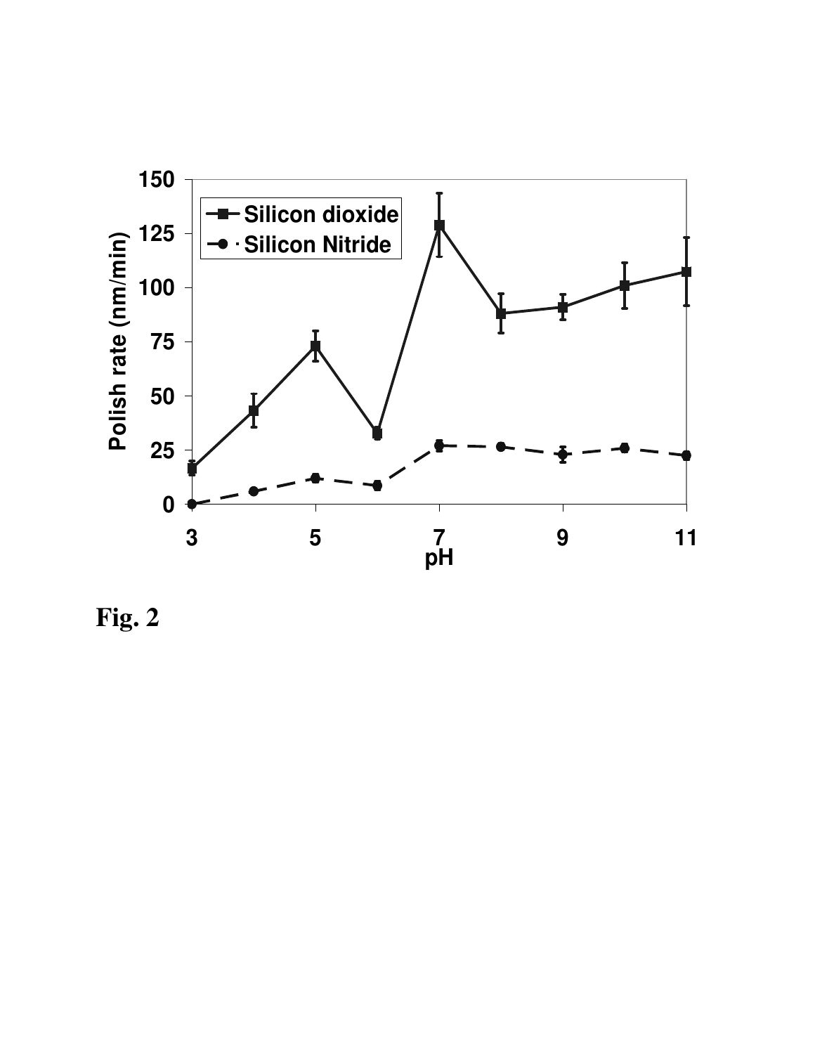Fig. 2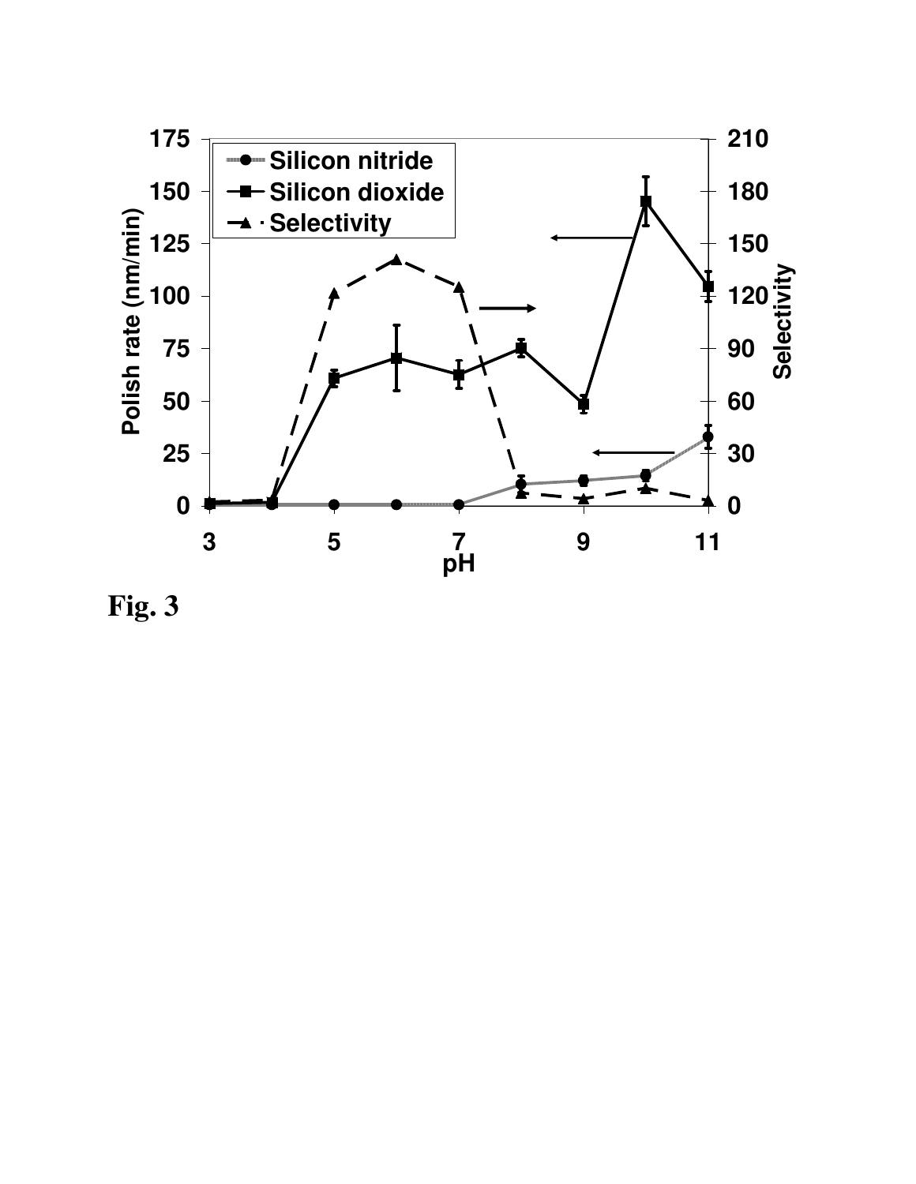**Fig. 3**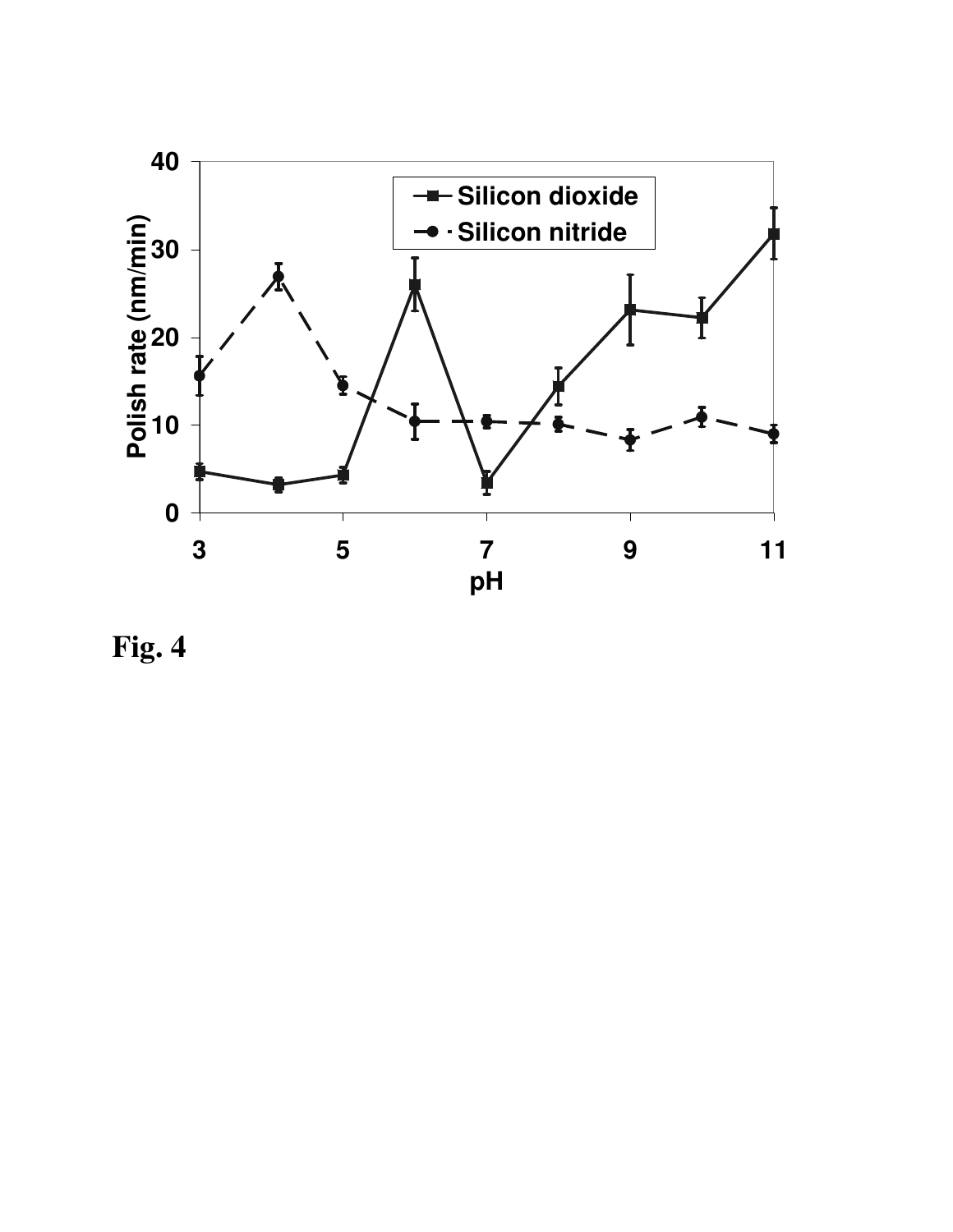Fig. 4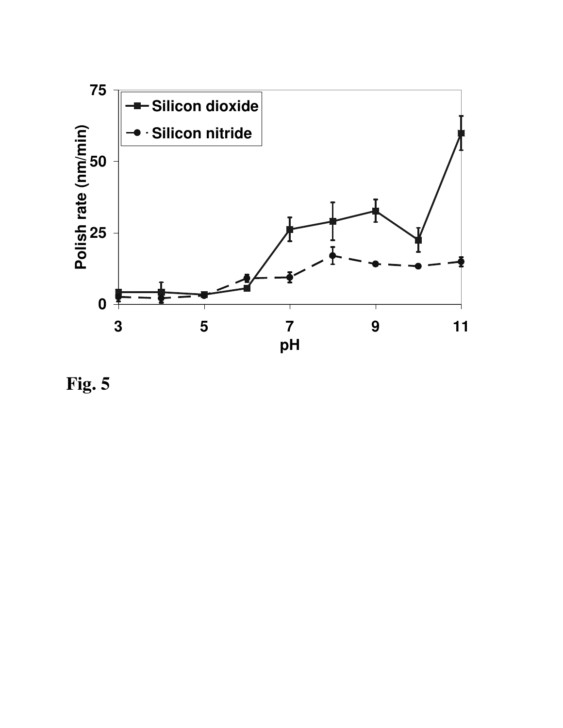75

50

25

0

Polish rate (nm/min)

3

5

7

9

11

pH

Silicon dioxide

Silicon nitride

Fig. 5